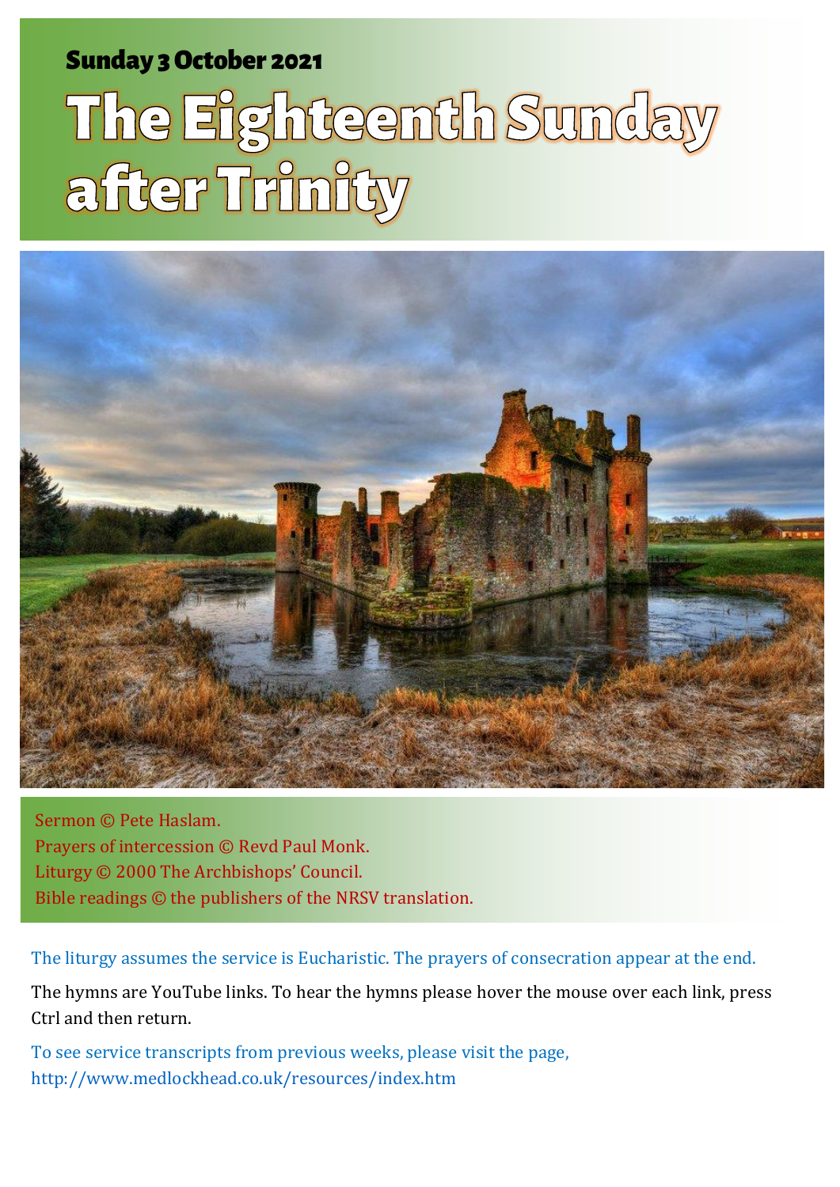Sunday 3 October 2021

# The Eighteenth Sunday after Trinity

Sermon © Pete Haslam.
Prayers of intercession © Revd Paul Monk.
Liturgy © 2000 The Archbishops' Council.
Bible readings © the publishers of the NRSV translation.

The liturgy assumes the service is Eucharistic. The prayers of consecration appear at the end.

The hymns are YouTube links. To hear the hymns please hover the mouse over each link, press Ctrl and then return.

To see service transcripts from previous weeks, please visit the page, http://www.medlockhead.co.uk/resources/index.htm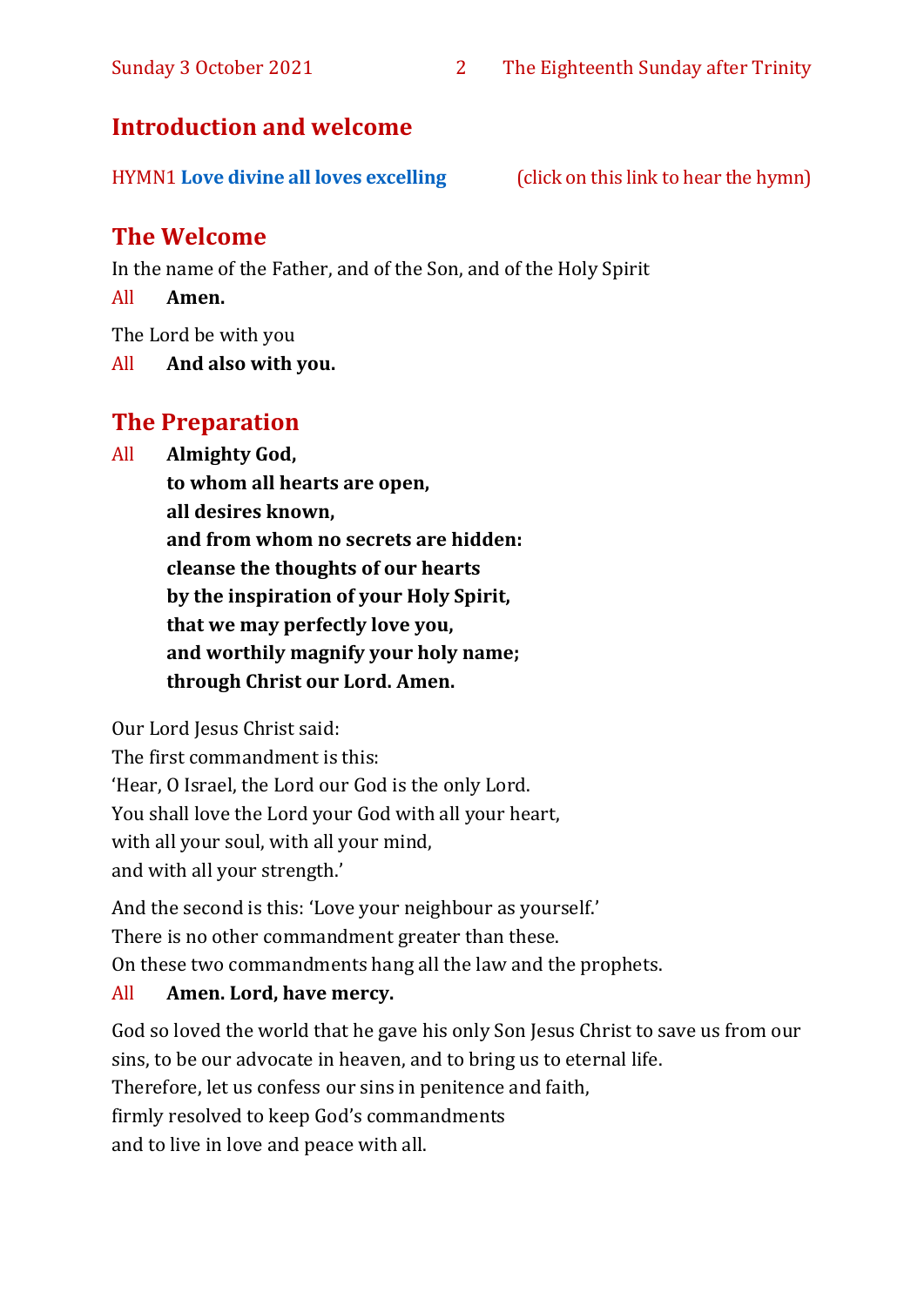## Introduction and welcome

HYMN1 **Love divine all loves excelling** (click on this link to hear the hymn)

## The Welcome

In the name of the Father, and of the Son, and of the Holy Spirit

All **Amen.**

The Lord be with you

All **And also with you.**

## The Preparation

All **Almighty God,**
**to whom all hearts are open,**
**all desires known,**
**and from whom no secrets are hidden:**
**cleanse the thoughts of our hearts**
**by the inspiration of your Holy Spirit,**
**that we may perfectly love you,**
**and worthily magnify your holy name;**
**through Christ our Lord. Amen.**

Our Lord Jesus Christ said:
The first commandment is this:
'Hear, O Israel, the Lord our God is the only Lord.
You shall love the Lord your God with all your heart,
with all your soul, with all your mind,
and with all your strength.'

And the second is this: 'Love your neighbour as yourself.'
There is no other commandment greater than these.
On these two commandments hang all the law and the prophets.

All **Amen. Lord, have mercy.**

God so loved the world that he gave his only Son Jesus Christ to save us from our sins, to be our advocate in heaven, and to bring us to eternal life.
Therefore, let us confess our sins in penitence and faith,
firmly resolved to keep God's commandments
and to live in love and peace with all.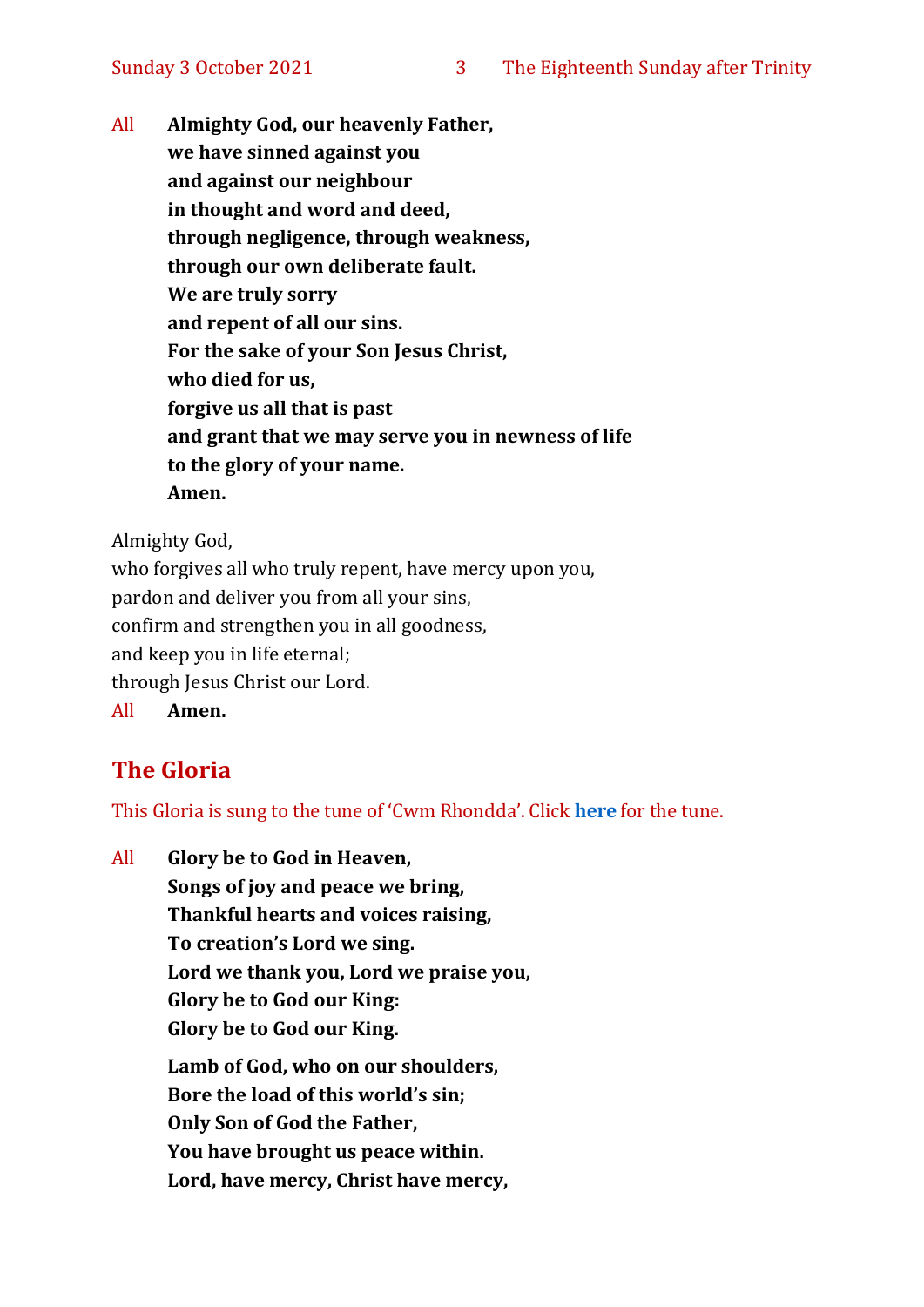All **Almighty God, our heavenly Father,**
**we have sinned against you**
**and against our neighbour**
**in thought and word and deed,**
**through negligence, through weakness,**
**through our own deliberate fault.**
**We are truly sorry**
**and repent of all our sins.**
**For the sake of your Son Jesus Christ,**
**who died for us,**
**forgive us all that is past**
**and grant that we may serve you in newness of life**
**to the glory of your name.**
**Amen.**

Almighty God,
who forgives all who truly repent, have mercy upon you,
pardon and deliver you from all your sins,
confirm and strengthen you in all goodness,
and keep you in life eternal;
through Jesus Christ our Lord.
All **Amen.**

## The Gloria

This Gloria is sung to the tune of 'Cwm Rhondda'. Click **here** for the tune.

All **Glory be to God in Heaven,**
**Songs of joy and peace we bring,**
**Thankful hearts and voices raising,**
**To creation's Lord we sing.**
**Lord we thank you, Lord we praise you,**
**Glory be to God our King:**
**Glory be to God our King.**

**Lamb of God, who on our shoulders,**
**Bore the load of this world's sin;**
**Only Son of God the Father,**
**You have brought us peace within.**
**Lord, have mercy, Christ have mercy,**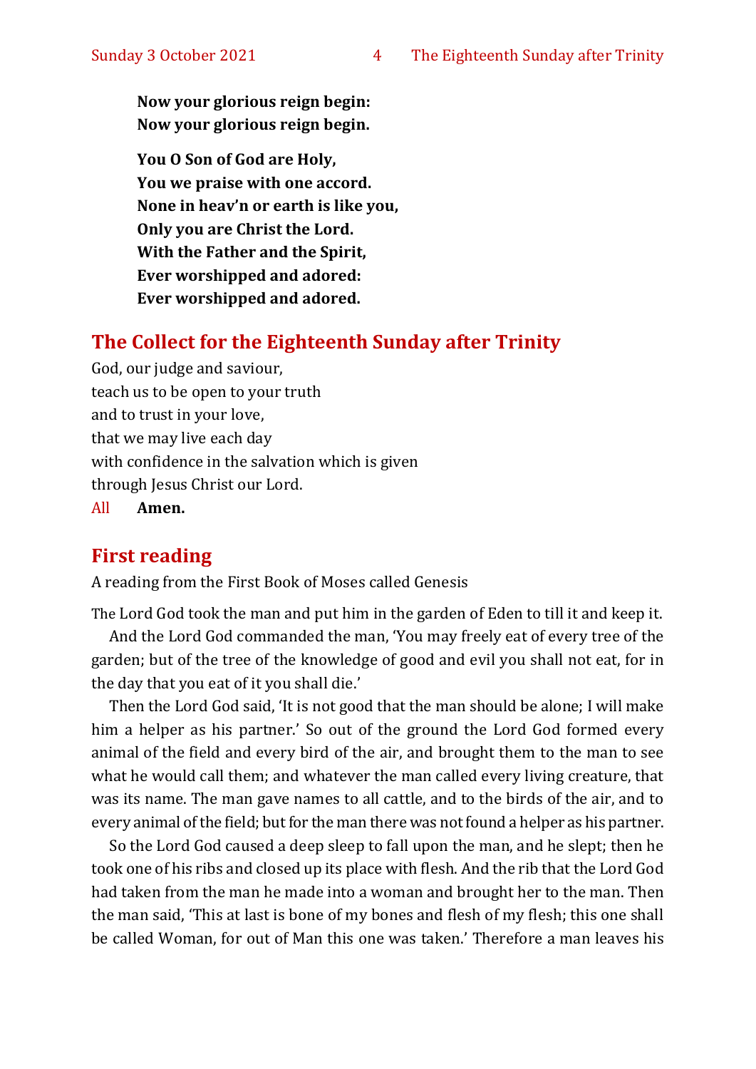**Now your glorious reign begin:**
**Now your glorious reign begin.**

**You O Son of God are Holy,**
**You we praise with one accord.**
**None in heav'n or earth is like you,**
**Only you are Christ the Lord.**
**With the Father and the Spirit,**
**Ever worshipped and adored:**
**Ever worshipped and adored.**

## The Collect for the Eighteenth Sunday after Trinity

God, our judge and saviour,
teach us to be open to your truth
and to trust in your love,
that we may live each day
with confidence in the salvation which is given
through Jesus Christ our Lord.
All **Amen.**

## First reading

A reading from the First Book of Moses called Genesis

The Lord God took the man and put him in the garden of Eden to till it and keep it.

And the Lord God commanded the man, 'You may freely eat of every tree of the garden; but of the tree of the knowledge of good and evil you shall not eat, for in the day that you eat of it you shall die.'

Then the Lord God said, 'It is not good that the man should be alone; I will make him a helper as his partner.' So out of the ground the Lord God formed every animal of the field and every bird of the air, and brought them to the man to see what he would call them; and whatever the man called every living creature, that was its name. The man gave names to all cattle, and to the birds of the air, and to every animal of the field; but for the man there was not found a helper as his partner.

So the Lord God caused a deep sleep to fall upon the man, and he slept; then he took one of his ribs and closed up its place with flesh. And the rib that the Lord God had taken from the man he made into a woman and brought her to the man. Then the man said, 'This at last is bone of my bones and flesh of my flesh; this one shall be called Woman, for out of Man this one was taken.' Therefore a man leaves his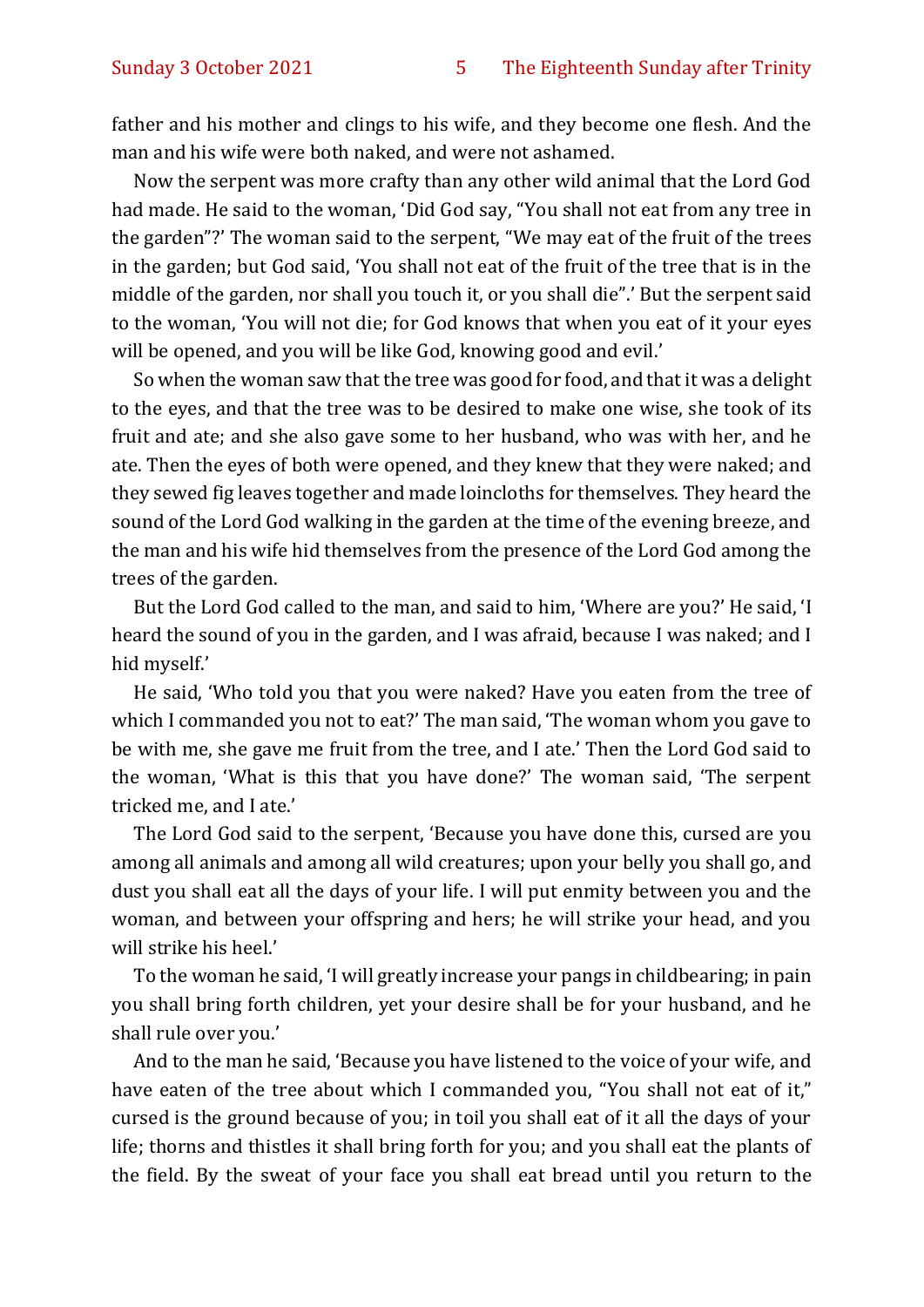father and his mother and clings to his wife, and they become one flesh. And the man and his wife were both naked, and were not ashamed.

Now the serpent was more crafty than any other wild animal that the Lord God had made. He said to the woman, 'Did God say, "You shall not eat from any tree in the garden"?' The woman said to the serpent, "We may eat of the fruit of the trees in the garden; but God said, 'You shall not eat of the fruit of the tree that is in the middle of the garden, nor shall you touch it, or you shall die".' But the serpent said to the woman, 'You will not die; for God knows that when you eat of it your eyes will be opened, and you will be like God, knowing good and evil.'

So when the woman saw that the tree was good for food, and that it was a delight to the eyes, and that the tree was to be desired to make one wise, she took of its fruit and ate; and she also gave some to her husband, who was with her, and he ate. Then the eyes of both were opened, and they knew that they were naked; and they sewed fig leaves together and made loincloths for themselves. They heard the sound of the Lord God walking in the garden at the time of the evening breeze, and the man and his wife hid themselves from the presence of the Lord God among the trees of the garden.

But the Lord God called to the man, and said to him, 'Where are you?' He said, 'I heard the sound of you in the garden, and I was afraid, because I was naked; and I hid myself.'

He said, 'Who told you that you were naked? Have you eaten from the tree of which I commanded you not to eat?' The man said, 'The woman whom you gave to be with me, she gave me fruit from the tree, and I ate.' Then the Lord God said to the woman, 'What is this that you have done?' The woman said, 'The serpent tricked me, and I ate.'

The Lord God said to the serpent, 'Because you have done this, cursed are you among all animals and among all wild creatures; upon your belly you shall go, and dust you shall eat all the days of your life. I will put enmity between you and the woman, and between your offspring and hers; he will strike your head, and you will strike his heel.'

To the woman he said, 'I will greatly increase your pangs in childbearing; in pain you shall bring forth children, yet your desire shall be for your husband, and he shall rule over you.'

And to the man he said, 'Because you have listened to the voice of your wife, and have eaten of the tree about which I commanded you, "You shall not eat of it," cursed is the ground because of you; in toil you shall eat of it all the days of your life; thorns and thistles it shall bring forth for you; and you shall eat the plants of the field. By the sweat of your face you shall eat bread until you return to the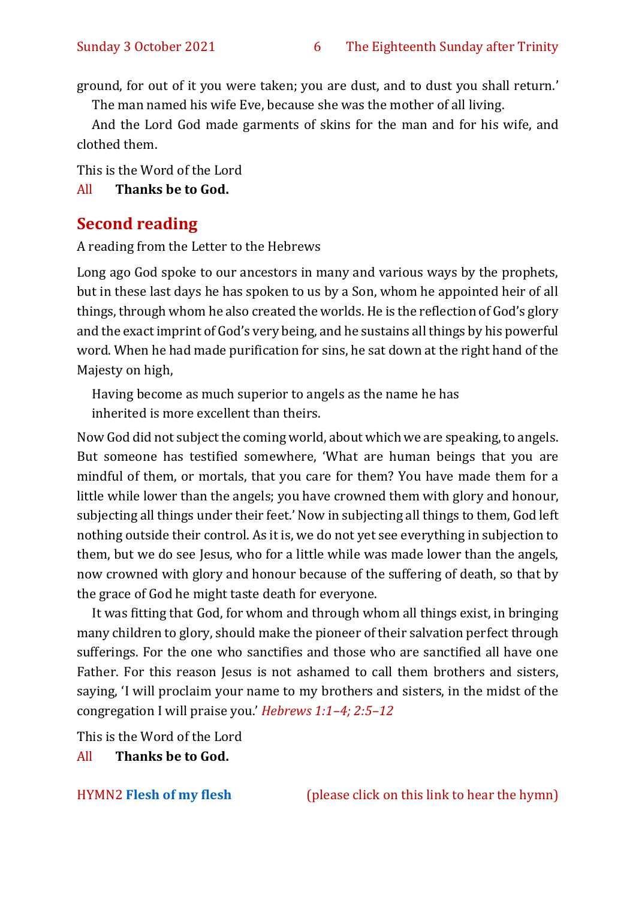ground, for out of it you were taken; you are dust, and to dust you shall return.'

The man named his wife Eve, because she was the mother of all living.

And the Lord God made garments of skins for the man and for his wife, and clothed them.

This is the Word of the Lord

All **Thanks be to God.**

## Second reading

A reading from the Letter to the Hebrews

Long ago God spoke to our ancestors in many and various ways by the prophets, but in these last days he has spoken to us by a Son, whom he appointed heir of all things, through whom he also created the worlds. He is the reflection of God's glory and the exact imprint of God's very being, and he sustains all things by his powerful word. When he had made purification for sins, he sat down at the right hand of the Majesty on high,

Having become as much superior to angels as the name he has
inherited is more excellent than theirs.

Now God did not subject the coming world, about which we are speaking, to angels. But someone has testified somewhere, 'What are human beings that you are mindful of them, or mortals, that you care for them? You have made them for a little while lower than the angels; you have crowned them with glory and honour, subjecting all things under their feet.' Now in subjecting all things to them, God left nothing outside their control. As it is, we do not yet see everything in subjection to them, but we do see Jesus, who for a little while was made lower than the angels, now crowned with glory and honour because of the suffering of death, so that by the grace of God he might taste death for everyone.

It was fitting that God, for whom and through whom all things exist, in bringing many children to glory, should make the pioneer of their salvation perfect through sufferings. For the one who sanctifies and those who are sanctified all have one Father. For this reason Jesus is not ashamed to call them brothers and sisters, saying, 'I will proclaim your name to my brothers and sisters, in the midst of the congregation I will praise you.' *Hebrews 1:1–4; 2:5–12*

This is the Word of the Lord

All **Thanks be to God.**

HYMN2 **Flesh of my flesh** (please click on this link to hear the hymn)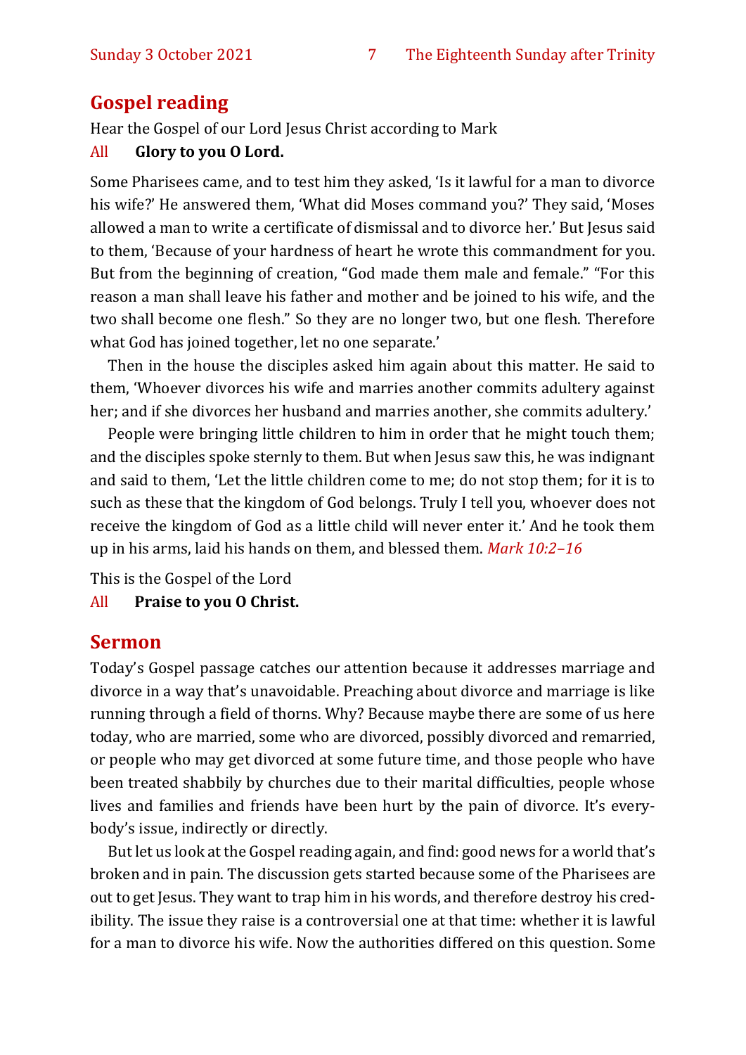## Gospel reading

Hear the Gospel of our Lord Jesus Christ according to Mark

All **Glory to you O Lord.**

Some Pharisees came, and to test him they asked, 'Is it lawful for a man to divorce his wife?' He answered them, 'What did Moses command you?' They said, 'Moses allowed a man to write a certificate of dismissal and to divorce her.' But Jesus said to them, 'Because of your hardness of heart he wrote this commandment for you. But from the beginning of creation, "God made them male and female." "For this reason a man shall leave his father and mother and be joined to his wife, and the two shall become one flesh." So they are no longer two, but one flesh. Therefore what God has joined together, let no one separate.'

Then in the house the disciples asked him again about this matter. He said to them, 'Whoever divorces his wife and marries another commits adultery against her; and if she divorces her husband and marries another, she commits adultery.'

People were bringing little children to him in order that he might touch them; and the disciples spoke sternly to them. But when Jesus saw this, he was indignant and said to them, 'Let the little children come to me; do not stop them; for it is to such as these that the kingdom of God belongs. Truly I tell you, whoever does not receive the kingdom of God as a little child will never enter it.' And he took them up in his arms, laid his hands on them, and blessed them. *Mark 10:2–16*

This is the Gospel of the Lord

All **Praise to you O Christ.**

## Sermon

Today's Gospel passage catches our attention because it addresses marriage and divorce in a way that's unavoidable. Preaching about divorce and marriage is like running through a field of thorns. Why? Because maybe there are some of us here today, who are married, some who are divorced, possibly divorced and remarried, or people who may get divorced at some future time, and those people who have been treated shabbily by churches due to their marital difficulties, people whose lives and families and friends have been hurt by the pain of divorce. It's everybody's issue, indirectly or directly.

But let us look at the Gospel reading again, and find: good news for a world that's broken and in pain. The discussion gets started because some of the Pharisees are out to get Jesus. They want to trap him in his words, and therefore destroy his credibility. The issue they raise is a controversial one at that time: whether it is lawful for a man to divorce his wife. Now the authorities differed on this question. Some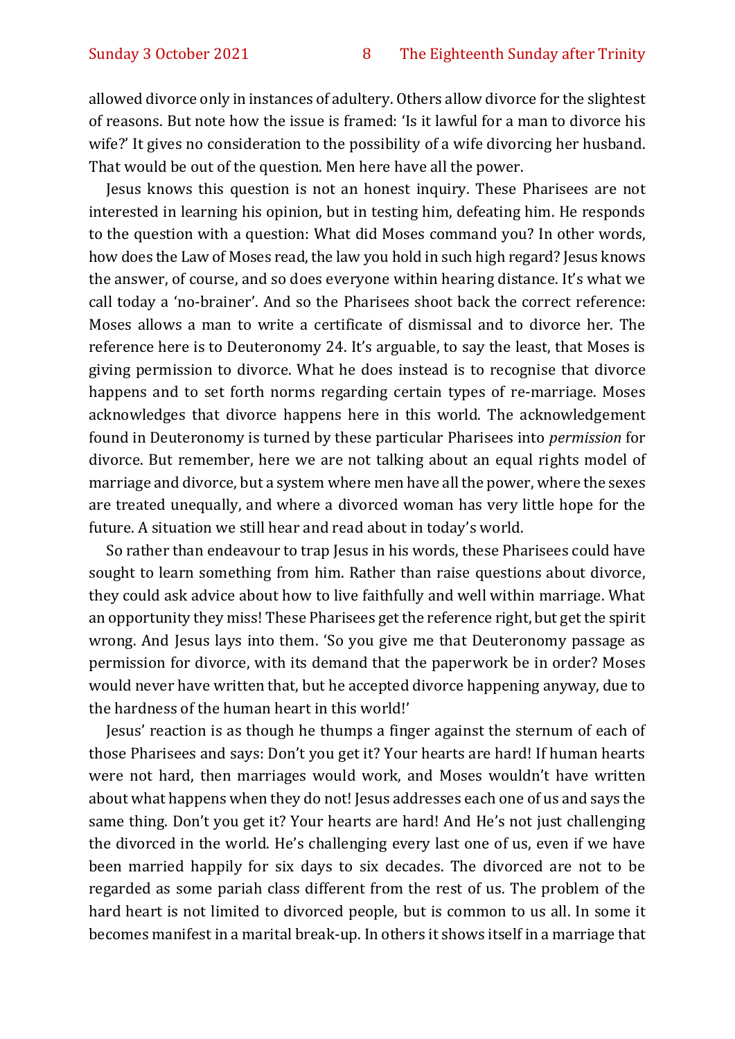allowed divorce only in instances of adultery. Others allow divorce for the slightest of reasons. But note how the issue is framed: 'Is it lawful for a man to divorce his wife?' It gives no consideration to the possibility of a wife divorcing her husband. That would be out of the question. Men here have all the power.

Jesus knows this question is not an honest inquiry. These Pharisees are not interested in learning his opinion, but in testing him, defeating him. He responds to the question with a question: What did Moses command you? In other words, how does the Law of Moses read, the law you hold in such high regard? Jesus knows the answer, of course, and so does everyone within hearing distance. It's what we call today a 'no-brainer'. And so the Pharisees shoot back the correct reference: Moses allows a man to write a certificate of dismissal and to divorce her. The reference here is to Deuteronomy 24. It's arguable, to say the least, that Moses is giving permission to divorce. What he does instead is to recognise that divorce happens and to set forth norms regarding certain types of re-marriage. Moses acknowledges that divorce happens here in this world. The acknowledgement found in Deuteronomy is turned by these particular Pharisees into *permission* for divorce. But remember, here we are not talking about an equal rights model of marriage and divorce, but a system where men have all the power, where the sexes are treated unequally, and where a divorced woman has very little hope for the future. A situation we still hear and read about in today's world.

So rather than endeavour to trap Jesus in his words, these Pharisees could have sought to learn something from him. Rather than raise questions about divorce, they could ask advice about how to live faithfully and well within marriage. What an opportunity they miss! These Pharisees get the reference right, but get the spirit wrong. And Jesus lays into them. 'So you give me that Deuteronomy passage as permission for divorce, with its demand that the paperwork be in order? Moses would never have written that, but he accepted divorce happening anyway, due to the hardness of the human heart in this world!'

Jesus' reaction is as though he thumps a finger against the sternum of each of those Pharisees and says: Don't you get it? Your hearts are hard! If human hearts were not hard, then marriages would work, and Moses wouldn't have written about what happens when they do not! Jesus addresses each one of us and says the same thing. Don't you get it? Your hearts are hard! And He's not just challenging the divorced in the world. He's challenging every last one of us, even if we have been married happily for six days to six decades. The divorced are not to be regarded as some pariah class different from the rest of us. The problem of the hard heart is not limited to divorced people, but is common to us all. In some it becomes manifest in a marital break-up. In others it shows itself in a marriage that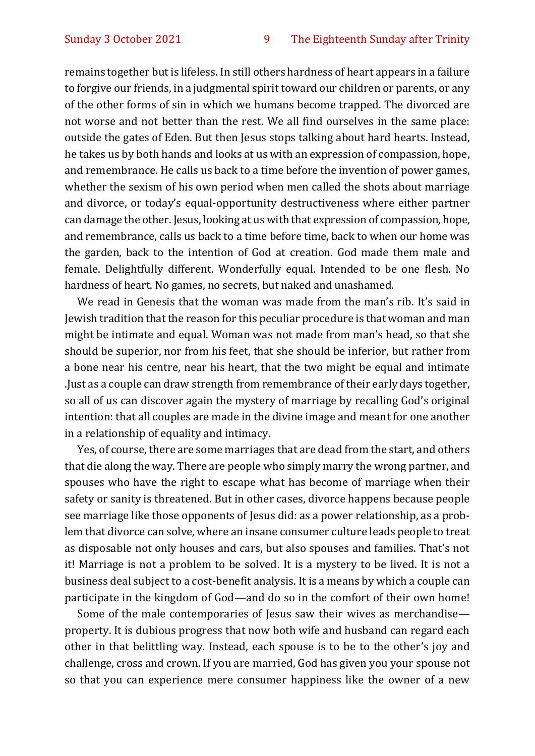remains together but is lifeless. In still others hardness of heart appears in a failure to forgive our friends, in a judgmental spirit toward our children or parents, or any of the other forms of sin in which we humans become trapped. The divorced are not worse and not better than the rest. We all find ourselves in the same place: outside the gates of Eden. But then Jesus stops talking about hard hearts. Instead, he takes us by both hands and looks at us with an expression of compassion, hope, and remembrance. He calls us back to a time before the invention of power games, whether the sexism of his own period when men called the shots about marriage and divorce, or today's equal-opportunity destructiveness where either partner can damage the other. Jesus, looking at us with that expression of compassion, hope, and remembrance, calls us back to a time before time, back to when our home was the garden, back to the intention of God at creation. God made them male and female. Delightfully different. Wonderfully equal. Intended to be one flesh. No hardness of heart. No games, no secrets, but naked and unashamed.

We read in Genesis that the woman was made from the man's rib. It's said in Jewish tradition that the reason for this peculiar procedure is that woman and man might be intimate and equal. Woman was not made from man's head, so that she should be superior, nor from his feet, that she should be inferior, but rather from a bone near his centre, near his heart, that the two might be equal and intimate .Just as a couple can draw strength from remembrance of their early days together, so all of us can discover again the mystery of marriage by recalling God's original intention: that all couples are made in the divine image and meant for one another in a relationship of equality and intimacy.

Yes, of course, there are some marriages that are dead from the start, and others that die along the way. There are people who simply marry the wrong partner, and spouses who have the right to escape what has become of marriage when their safety or sanity is threatened. But in other cases, divorce happens because people see marriage like those opponents of Jesus did: as a power relationship, as a problem that divorce can solve, where an insane consumer culture leads people to treat as disposable not only houses and cars, but also spouses and families. That's not it! Marriage is not a problem to be solved. It is a mystery to be lived. It is not a business deal subject to a cost-benefit analysis. It is a means by which a couple can participate in the kingdom of God—and do so in the comfort of their own home!

Some of the male contemporaries of Jesus saw their wives as merchandise—property. It is dubious progress that now both wife and husband can regard each other in that belittling way. Instead, each spouse is to be to the other's joy and challenge, cross and crown. If you are married, God has given you your spouse not so that you can experience mere consumer happiness like the owner of a new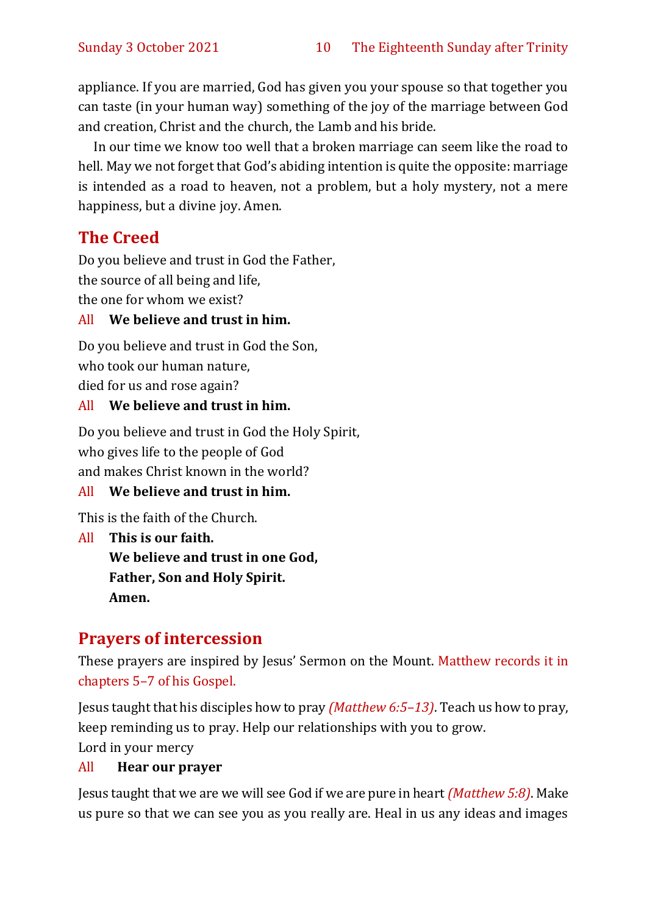appliance. If you are married, God has given you your spouse so that together you can taste (in your human way) something of the joy of the marriage between God and creation, Christ and the church, the Lamb and his bride.

In our time we know too well that a broken marriage can seem like the road to hell. May we not forget that God's abiding intention is quite the opposite: marriage is intended as a road to heaven, not a problem, but a holy mystery, not a mere happiness, but a divine joy. Amen.

## The Creed

Do you believe and trust in God the Father,
the source of all being and life,
the one for whom we exist?

All **We believe and trust in him.**

Do you believe and trust in God the Son,
who took our human nature,
died for us and rose again?

All **We believe and trust in him.**

Do you believe and trust in God the Holy Spirit,
who gives life to the people of God
and makes Christ known in the world?

All **We believe and trust in him.**

This is the faith of the Church.

All **This is our faith.**
**We believe and trust in one God,**
**Father, Son and Holy Spirit.**
**Amen.**

## Prayers of intercession

These prayers are inspired by Jesus' Sermon on the Mount. Matthew records it in chapters 5–7 of his Gospel.

Jesus taught that his disciples how to pray *(Matthew 6:5–13)*. Teach us how to pray, keep reminding us to pray. Help our relationships with you to grow.
Lord in your mercy

All **Hear our prayer**

Jesus taught that we are we will see God if we are pure in heart *(Matthew 5:8)*. Make us pure so that we can see you as you really are. Heal in us any ideas and images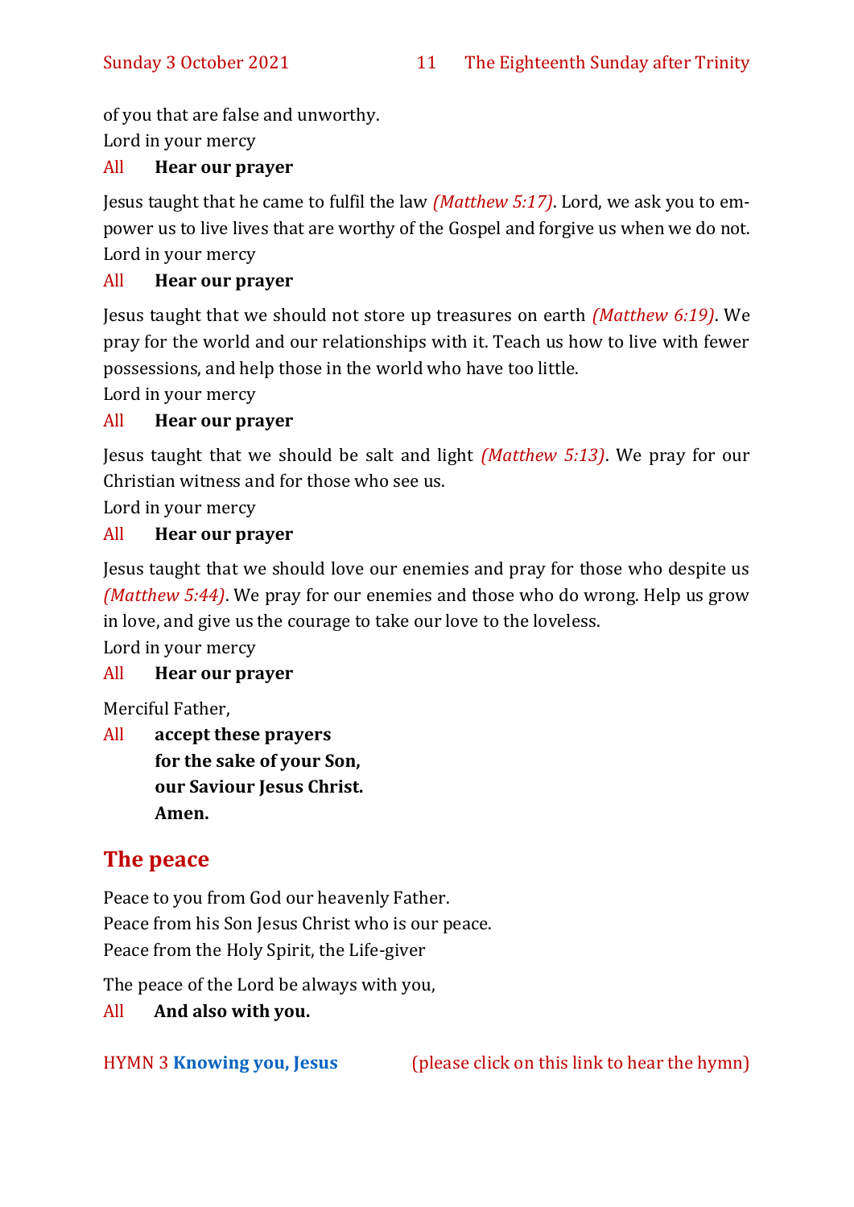of you that are false and unworthy.
Lord in your mercy

All **Hear our prayer**

Jesus taught that he came to fulfil the law *(Matthew 5:17)*. Lord, we ask you to empower us to live lives that are worthy of the Gospel and forgive us when we do not.
Lord in your mercy

All **Hear our prayer**

Jesus taught that we should not store up treasures on earth *(Matthew 6:19)*. We pray for the world and our relationships with it. Teach us how to live with fewer possessions, and help those in the world who have too little.
Lord in your mercy

All **Hear our prayer**

Jesus taught that we should be salt and light *(Matthew 5:13)*. We pray for our Christian witness and for those who see us.
Lord in your mercy

All **Hear our prayer**

Jesus taught that we should love our enemies and pray for those who despite us *(Matthew 5:44)*. We pray for our enemies and those who do wrong. Help us grow in love, and give us the courage to take our love to the loveless.
Lord in your mercy

All **Hear our prayer**

Merciful Father,

All **accept these prayers**
**for the sake of your Son,**
**our Saviour Jesus Christ.**
**Amen.**

## The peace

Peace to you from God our heavenly Father.
Peace from his Son Jesus Christ who is our peace.
Peace from the Holy Spirit, the Life-giver

The peace of the Lord be always with you,

All **And also with you.**

HYMN 3 **Knowing you, Jesus** (please click on this link to hear the hymn)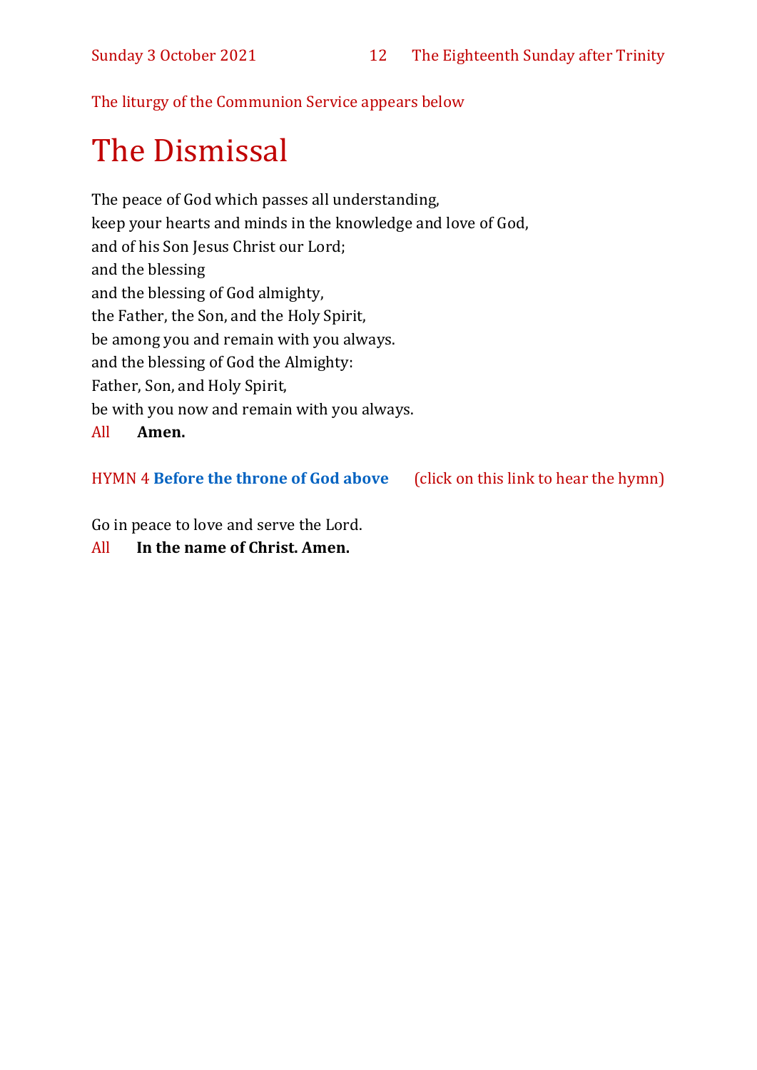The liturgy of the Communion Service appears below

# The Dismissal

The peace of God which passes all understanding,
keep your hearts and minds in the knowledge and love of God,
and of his Son Jesus Christ our Lord;
and the blessing
and the blessing of God almighty,
the Father, the Son, and the Holy Spirit,
be among you and remain with you always.
and the blessing of God the Almighty:
Father, Son, and Holy Spirit,
be with you now and remain with you always.

All **Amen.**

HYMN 4 **Before the throne of God above** (click on this link to hear the hymn)

Go in peace to love and serve the Lord.

All **In the name of Christ. Amen.**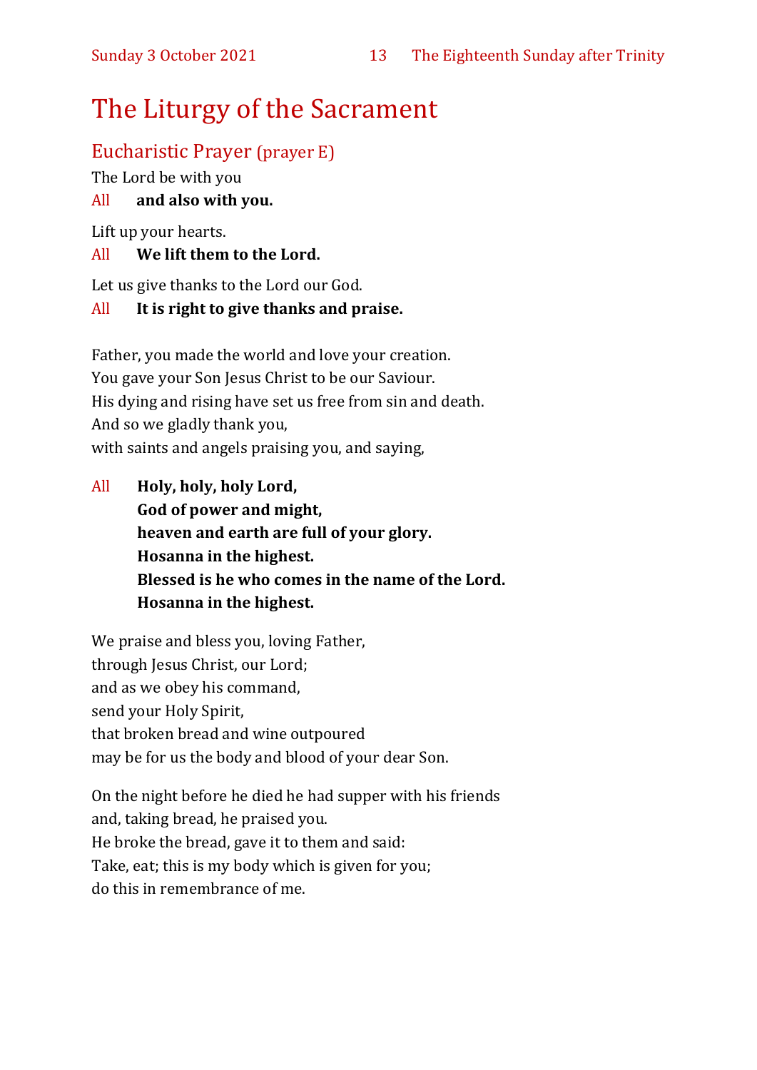# The Liturgy of the Sacrament

## Eucharistic Prayer (prayer E)

The Lord be with you

All **and also with you.**

Lift up your hearts.

All **We lift them to the Lord.**

Let us give thanks to the Lord our God.

All **It is right to give thanks and praise.**

Father, you made the world and love your creation.
You gave your Son Jesus Christ to be our Saviour.
His dying and rising have set us free from sin and death.
And so we gladly thank you,
with saints and angels praising you, and saying,

All **Holy, holy, holy Lord,**
**God of power and might,**
**heaven and earth are full of your glory.**
**Hosanna in the highest.**
**Blessed is he who comes in the name of the Lord.**
**Hosanna in the highest.**

We praise and bless you, loving Father,
through Jesus Christ, our Lord;
and as we obey his command,
send your Holy Spirit,
that broken bread and wine outpoured
may be for us the body and blood of your dear Son.

On the night before he died he had supper with his friends
and, taking bread, he praised you.
He broke the bread, gave it to them and said:
Take, eat; this is my body which is given for you;
do this in remembrance of me.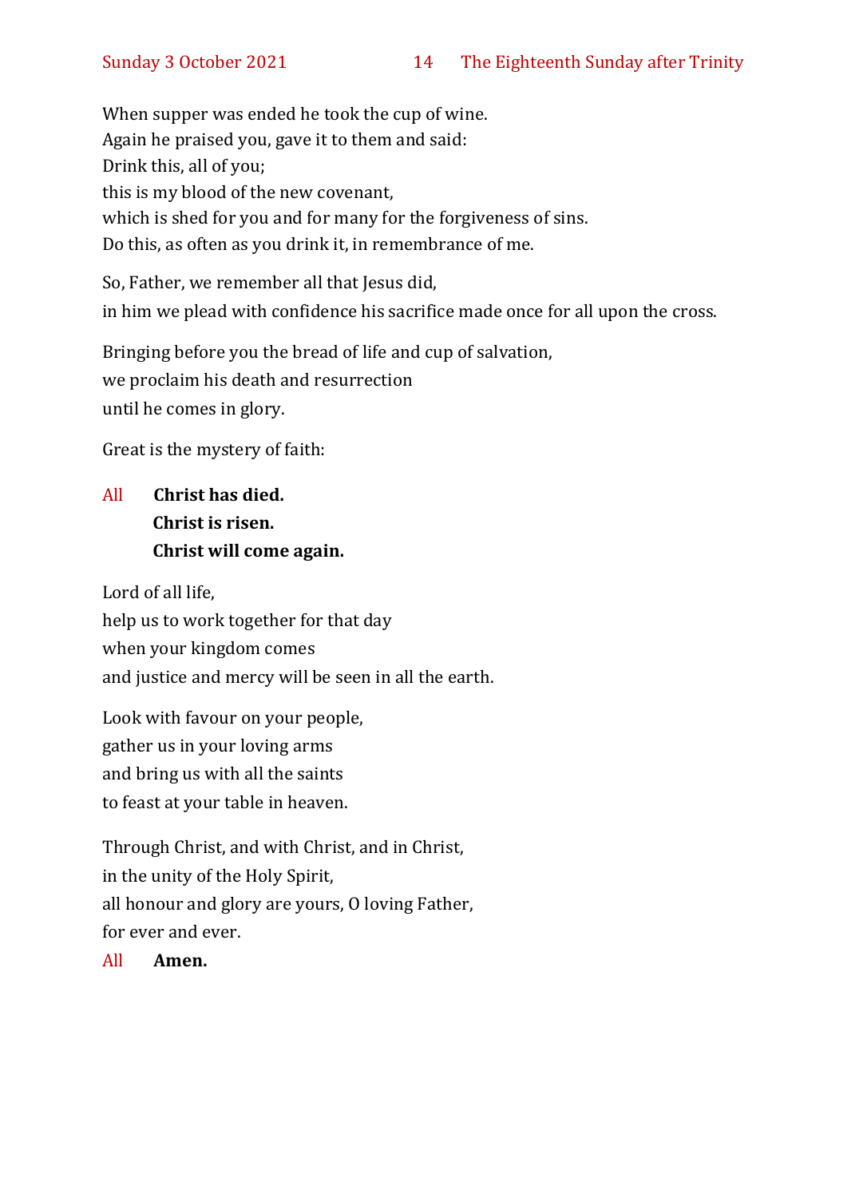When supper was ended he took the cup of wine.
Again he praised you, gave it to them and said:
Drink this, all of you;
this is my blood of the new covenant,
which is shed for you and for many for the forgiveness of sins.
Do this, as often as you drink it, in remembrance of me.

So, Father, we remember all that Jesus did,
in him we plead with confidence his sacrifice made once for all upon the cross.

Bringing before you the bread of life and cup of salvation,
we proclaim his death and resurrection
until he comes in glory.

Great is the mystery of faith:

All **Christ has died.**
**Christ is risen.**
**Christ will come again.**

Lord of all life,
help us to work together for that day
when your kingdom comes
and justice and mercy will be seen in all the earth.

Look with favour on your people,
gather us in your loving arms
and bring us with all the saints
to feast at your table in heaven.

Through Christ, and with Christ, and in Christ,
in the unity of the Holy Spirit,
all honour and glory are yours, O loving Father,
for ever and ever.

All **Amen.**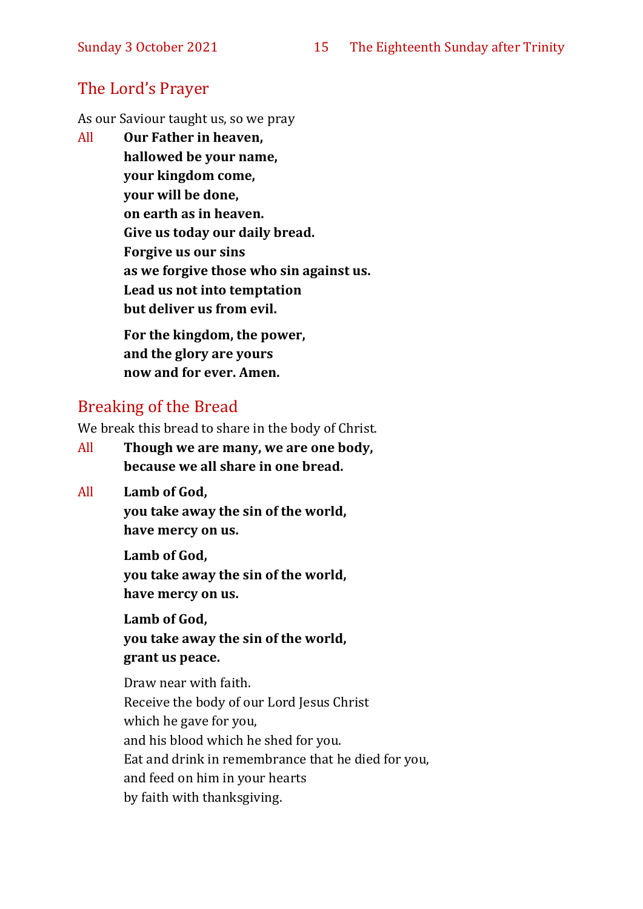## The Lord's Prayer

As our Saviour taught us, so we pray

All **Our Father in heaven,**
**hallowed be your name,**
**your kingdom come,**
**your will be done,**
**on earth as in heaven.**
**Give us today our daily bread.**
**Forgive us our sins**
**as we forgive those who sin against us.**
**Lead us not into temptation**
**but deliver us from evil.**

**For the kingdom, the power,**
**and the glory are yours**
**now and for ever. Amen.**

## Breaking of the Bread

We break this bread to share in the body of Christ.

All **Though we are many, we are one body,**
**because we all share in one bread.**

All **Lamb of God,**
**you take away the sin of the world,**
**have mercy on us.**

**Lamb of God,**
**you take away the sin of the world,**
**have mercy on us.**

**Lamb of God,**
**you take away the sin of the world,**
**grant us peace.**

Draw near with faith.
Receive the body of our Lord Jesus Christ
which he gave for you,
and his blood which he shed for you.
Eat and drink in remembrance that he died for you,
and feed on him in your hearts
by faith with thanksgiving.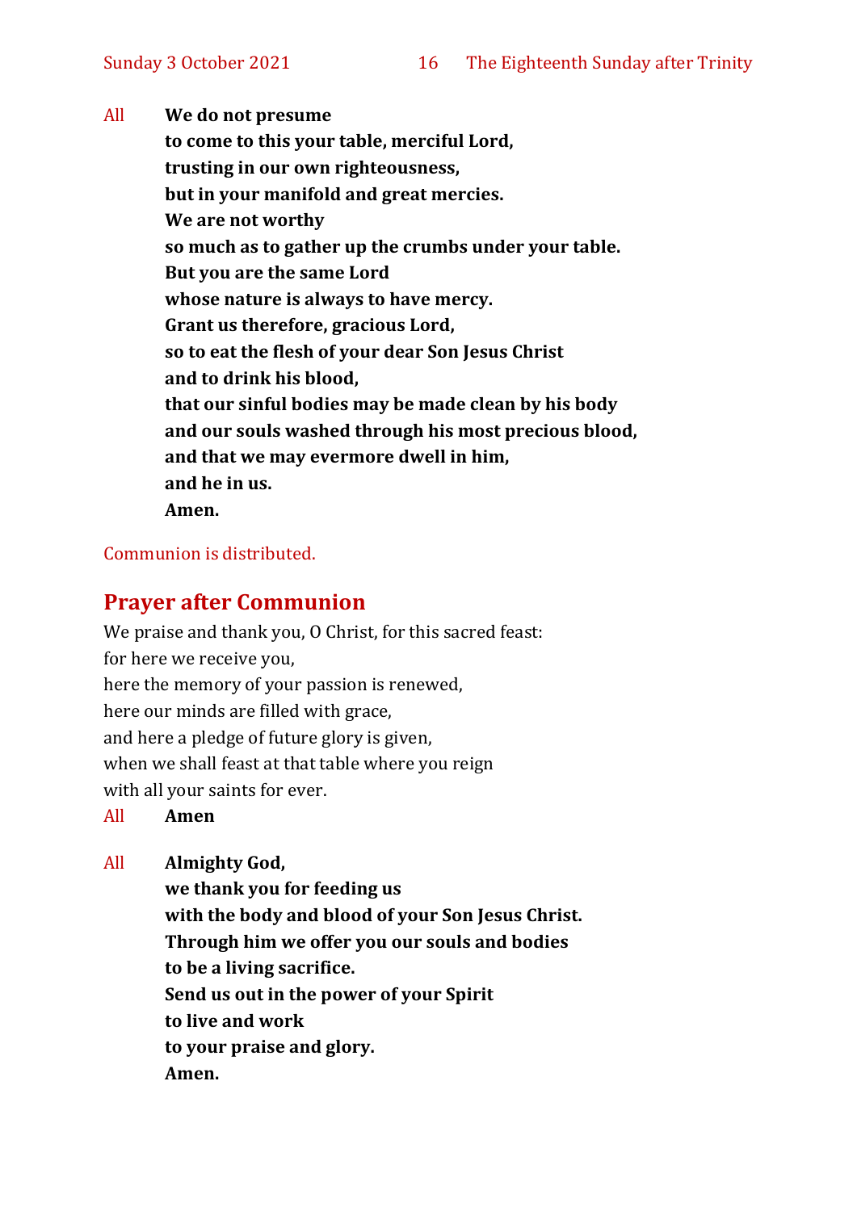All **We do not presume**
**to come to this your table, merciful Lord,**
**trusting in our own righteousness,**
**but in your manifold and great mercies.**
**We are not worthy**
**so much as to gather up the crumbs under your table.**
**But you are the same Lord**
**whose nature is always to have mercy.**
**Grant us therefore, gracious Lord,**
**so to eat the flesh of your dear Son Jesus Christ**
**and to drink his blood,**
**that our sinful bodies may be made clean by his body**
**and our souls washed through his most precious blood,**
**and that we may evermore dwell in him,**
**and he in us.**
**Amen.**

Communion is distributed.

## Prayer after Communion

We praise and thank you, O Christ, for this sacred feast:
for here we receive you,
here the memory of your passion is renewed,
here our minds are filled with grace,
and here a pledge of future glory is given,
when we shall feast at that table where you reign
with all your saints for ever.

All **Amen**

All **Almighty God,**
**we thank you for feeding us**
**with the body and blood of your Son Jesus Christ.**
**Through him we offer you our souls and bodies**
**to be a living sacrifice.**
**Send us out in the power of your Spirit**
**to live and work**
**to your praise and glory.**
**Amen.**